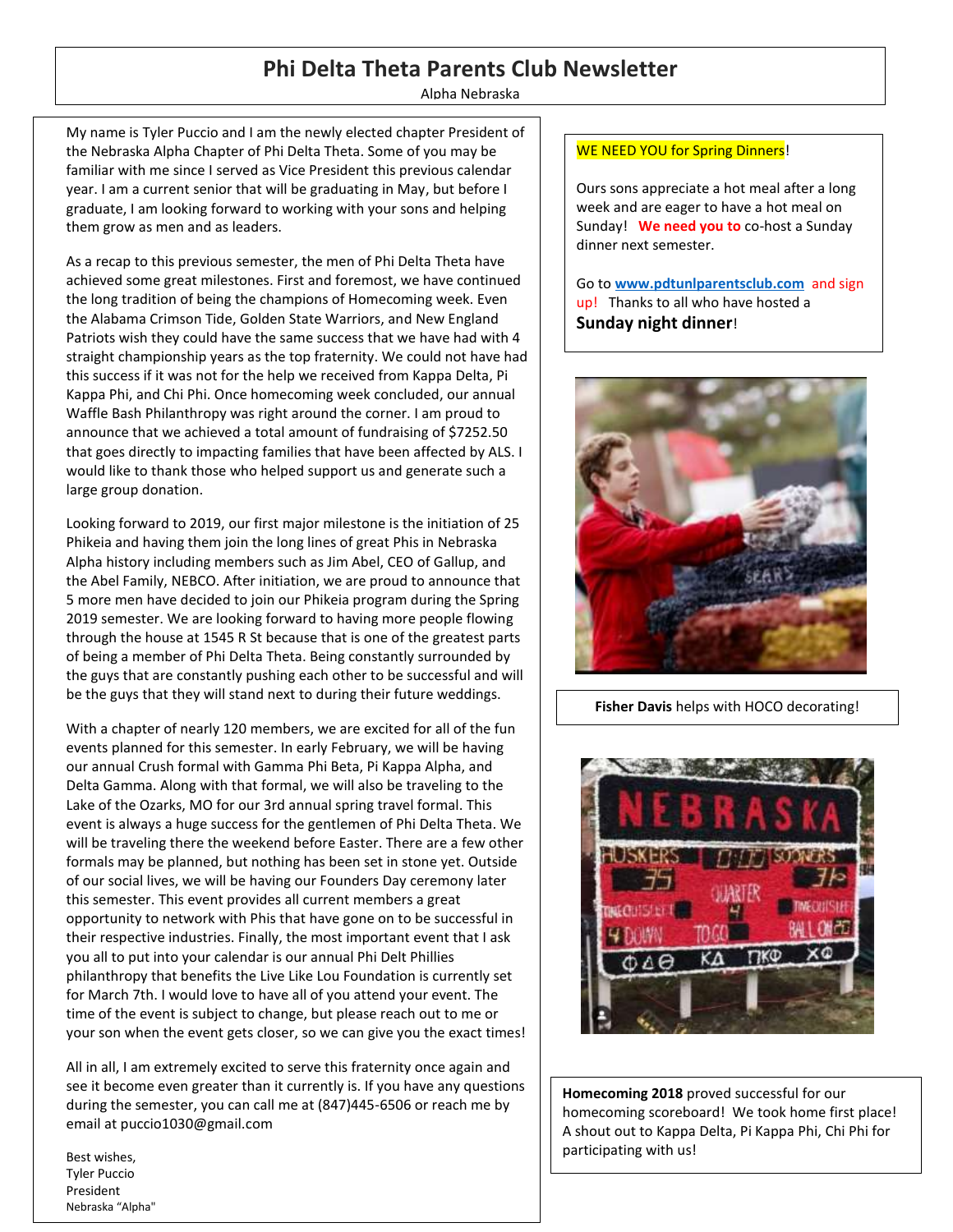# Phi Delta Theta Parents Club Newsletter

Alpha Nebraska

My name is Tyler Puccio and I am the newly elected chapter President of the Nebraska Alpha Chapter of Phi Delta Theta. Some of you may be familiar with me since I served as Vice President this previous calendar year. I am a current senior that will be graduating in May, but before I graduate, I am looking forward to working with your sons and helping them grow as men and as leaders.

As a recap to this previous semester, the men of Phi Delta Theta have achieved some great milestones. First and foremost, we have continued the long tradition of being the champions of Homecoming week. Even the Alabama Crimson Tide, Golden State Warriors, and New England Patriots wish they could have the same success that we have had with 4 straight championship years as the top fraternity. We could not have had this success if it was not for the help we received from Kappa Delta, Pi Kappa Phi, and Chi Phi. Once homecoming week concluded, our annual Waffle Bash Philanthropy was right around the corner. I am proud to announce that we achieved a total amount of fundraising of $7252.50 that goes directly to impacting families that have been affected by ALS. I would like to thank those who helped support us and generate such a large group donation.

Looking forward to 2019, our first major milestone is the initiation of 25 Phikeia and having them join the long lines of great Phis in Nebraska Alpha history including members such as Jim Abel, CEO of Gallup, and the Abel Family, NEBCO. After initiation, we are proud to announce that 5 more men have decided to join our Phikeia program during the Spring 2019 semester. We are looking forward to having more people flowing through the house at 1545 R St because that is one of the greatest parts of being a member of Phi Delta Theta. Being constantly surrounded by the guys that are constantly pushing each other to be successful and will be the guys that they will stand next to during their future weddings.

With a chapter of nearly 120 members, we are excited for all of the fun events planned for this semester. In early February, we will be having our annual Crush formal with Gamma Phi Beta, Pi Kappa Alpha, and Delta Gamma. Along with that formal, we will also be traveling to the Lake of the Ozarks, MO for our 3rd annual spring travel formal. This event is always a huge success for the gentlemen of Phi Delta Theta. We will be traveling there the weekend before Easter. There are a few other formals may be planned, but nothing has been set in stone yet. Outside of our social lives, we will be having our Founders Day ceremony later this semester. This event provides all current members a great opportunity to network with Phis that have gone on to be successful in their respective industries. Finally, the most important event that I ask you all to put into your calendar is our annual Phi Delt Phillies philanthropy that benefits the Live Like Lou Foundation is currently set for March 7th. I would love to have all of you attend your event. The time of the event is subject to change, but please reach out to me or your son when the event gets closer, so we can give you the exact times!

All in all, I am extremely excited to serve this fraternity once again and see it become even greater than it currently is. If you have any questions during the semester, you can call me at (847)445-6506 or reach me by email at puccio1030@gmail.com

Best wishes,
Tyler Puccio
President
Nebraska "Alpha"

---

**WE NEED YOU for Spring Dinners!**

Ours sons appreciate a hot meal after a long week and are eager to have a hot meal on Sunday! **We need you to** co-host a Sunday dinner next semester.

Go to **www.pdtunlparentsclub.com** and sign up! Thanks to all who have hosted a **Sunday night dinner**!

**Fisher Davis** helps with HOCO decorating!

**Homecoming 2018** proved successful for our homecoming scoreboard! We took home first place! A shout out to Kappa Delta, Pi Kappa Phi, Chi Phi for participating with us!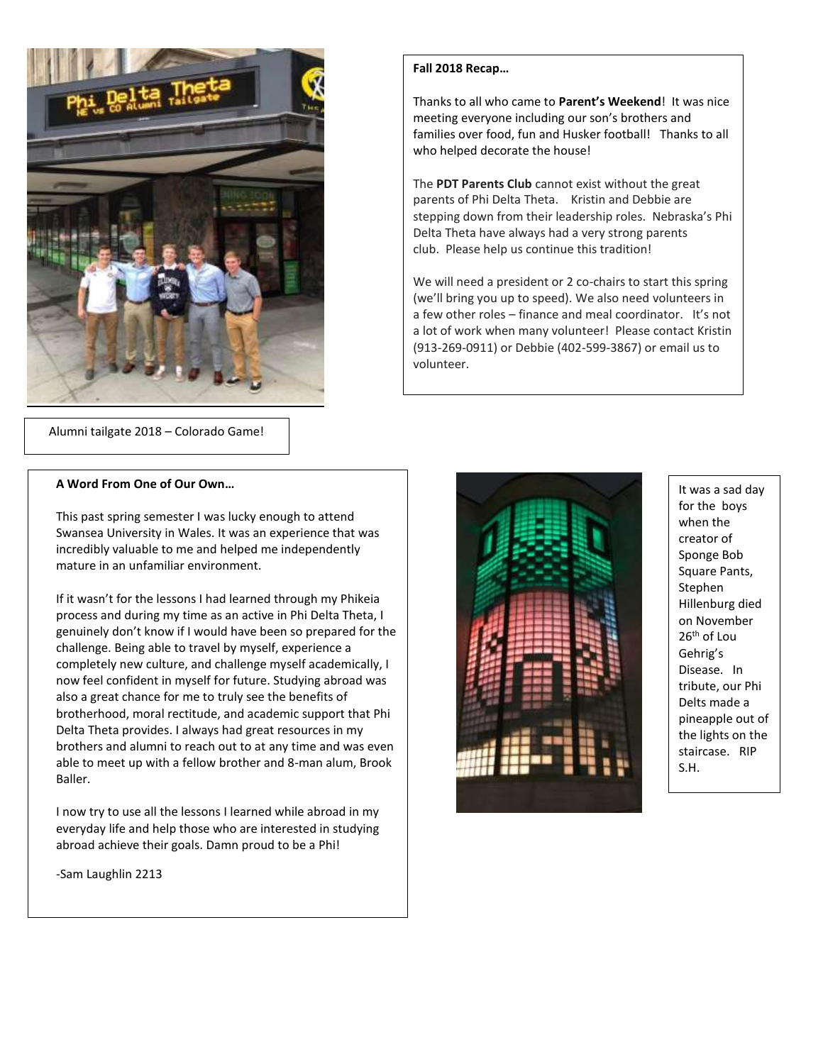Alumni tailgate 2018 – Colorado Game!

**Fall 2018 Recap…**

Thanks to all who came to **Parent's Weekend**! It was nice meeting everyone including our son's brothers and families over food, fun and Husker football! Thanks to all who helped decorate the house!

The **PDT Parents Club** cannot exist without the great parents of Phi Delta Theta. Kristin and Debbie are stepping down from their leadership roles. Nebraska's Phi Delta Theta have always had a very strong parents club. Please help us continue this tradition!

We will need a president or 2 co-chairs to start this spring (we'll bring you up to speed). We also need volunteers in a few other roles – finance and meal coordinator. It's not a lot of work when many volunteer! Please contact Kristin (913-269-0911) or Debbie (402-599-3867) or email us to volunteer.

**A Word From One of Our Own…**

This past spring semester I was lucky enough to attend Swansea University in Wales. It was an experience that was incredibly valuable to me and helped me independently mature in an unfamiliar environment.

If it wasn't for the lessons I had learned through my Phikeia process and during my time as an active in Phi Delta Theta, I genuinely don't know if I would have been so prepared for the challenge. Being able to travel by myself, experience a completely new culture, and challenge myself academically, I now feel confident in myself for future. Studying abroad was also a great chance for me to truly see the benefits of brotherhood, moral rectitude, and academic support that Phi Delta Theta provides. I always had great resources in my brothers and alumni to reach out to at any time and was even able to meet up with a fellow brother and 8-man alum, Brook Baller.

I now try to use all the lessons I learned while abroad in my everyday life and help those who are interested in studying abroad achieve their goals. Damn proud to be a Phi!

-Sam Laughlin 2213

It was a sad day for the boys when the creator of Sponge Bob Square Pants, Stephen Hillenburg died on November 26th of Lou Gehrig's Disease. In tribute, our Phi Delts made a pineapple out of the lights on the staircase. RIP S.H.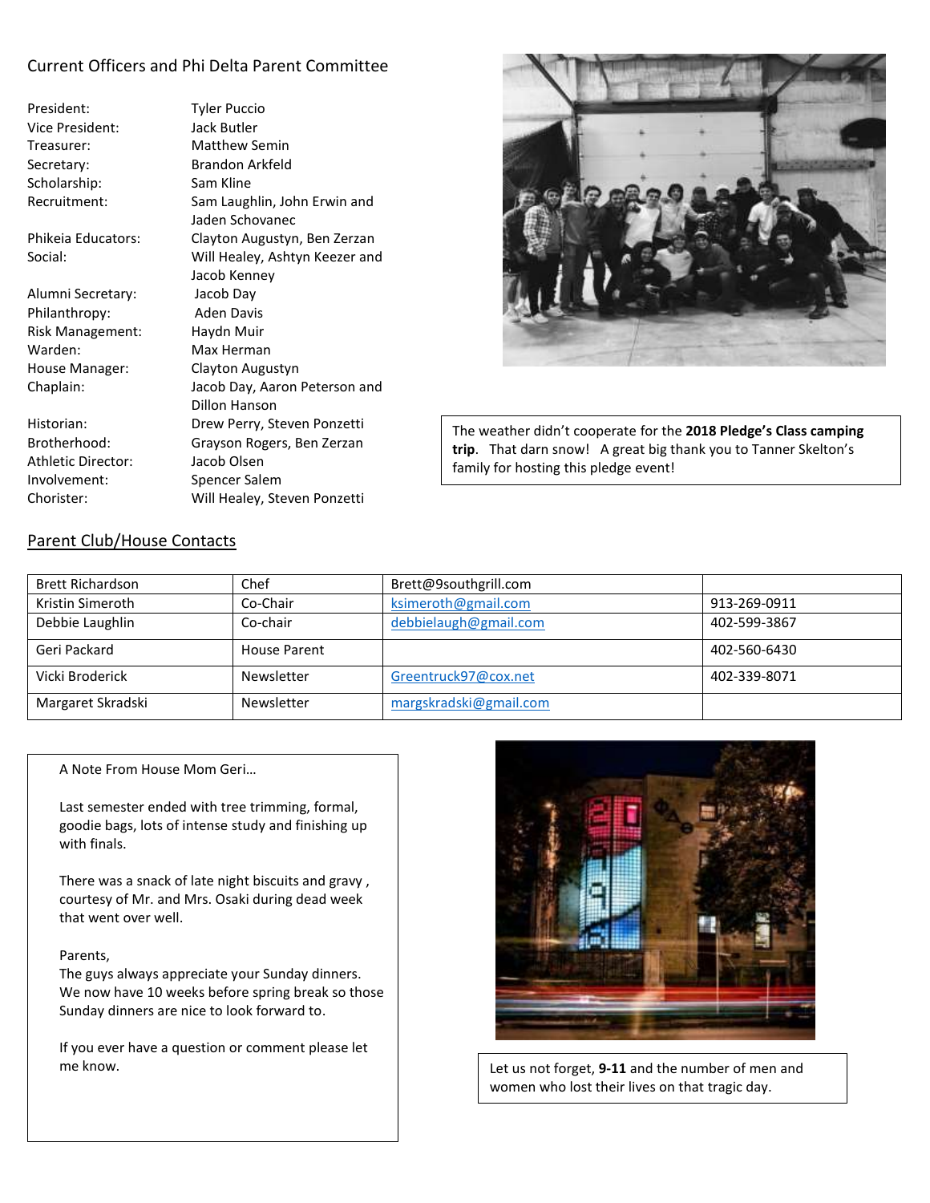## Current Officers and Phi Delta Parent Committee

| | |
|---|---|
| President: | Tyler Puccio |
| Vice President: | Jack Butler |
| Treasurer: | Matthew Semin |
| Secretary: | Brandon Arkfeld |
| Scholarship: | Sam Kline |
| Recruitment: | Sam Laughlin, John Erwin and Jaden Schovanec |
| Phikeia Educators: | Clayton Augustyn, Ben Zerzan |
| Social: | Will Healey, Ashtyn Keezer and Jacob Kenney |
| Alumni Secretary: | Jacob Day |
| Philanthropy: | Aden Davis |
| Risk Management: | Haydn Muir |
| Warden: | Max Herman |
| House Manager: | Clayton Augustyn |
| Chaplain: | Jacob Day, Aaron Peterson and Dillon Hanson |
| Historian: | Drew Perry, Steven Ponzetti |
| Brotherhood: | Grayson Rogers, Ben Zerzan |
| Athletic Director: | Jacob Olsen |
| Involvement: | Spencer Salem |
| Chorister: | Will Healey, Steven Ponzetti |

The weather didn't cooperate for the **2018 Pledge's Class camping trip**. That darn snow! A great big thank you to Tanner Skelton's family for hosting this pledge event!

## Parent Club/House Contacts

| | | | |
|---|---|---|---|
| Brett Richardson | Chef | Brett@9southgrill.com | |
| Kristin Simeroth | Co-Chair | ksimeroth@gmail.com | 913-269-0911 |
| Debbie Laughlin | Co-chair | debbielaugh@gmail.com | 402-599-3867 |
| Geri Packard | House Parent | | 402-560-6430 |
| Vicki Broderick | Newsletter | Greentruck97@cox.net | 402-339-8071 |
| Margaret Skradski | Newsletter | margskradski@gmail.com | |

A Note From House Mom Geri…

Last semester ended with tree trimming, formal, goodie bags, lots of intense study and finishing up with finals.

There was a snack of late night biscuits and gravy , courtesy of Mr. and Mrs. Osaki during dead week that went over well.

Parents,
The guys always appreciate your Sunday dinners. We now have 10 weeks before spring break so those Sunday dinners are nice to look forward to.

If you ever have a question or comment please let me know.

Let us not forget, **9-11** and the number of men and women who lost their lives on that tragic day.